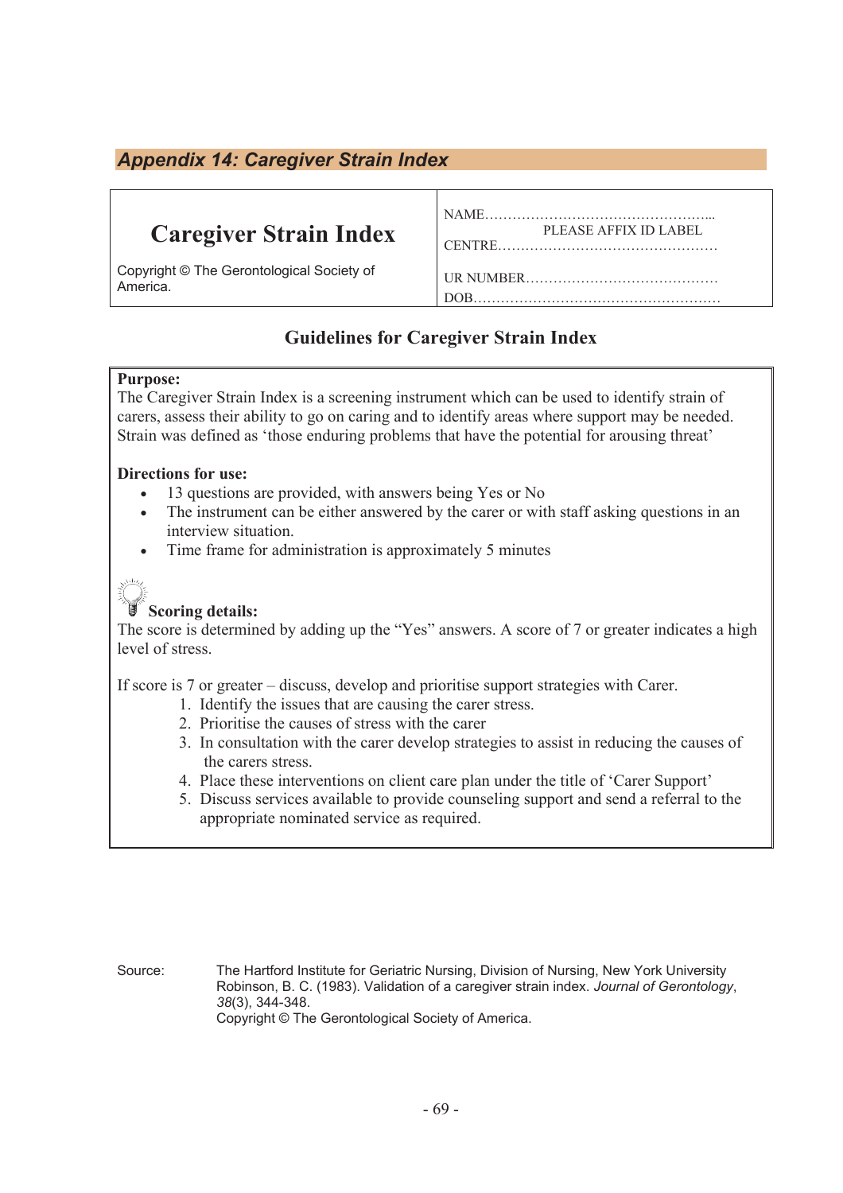## Appendix 14: Caregiver Strain Index

| Caregiver Strain Index | NAME……………………………………………... PLEASE AFFIX ID LABEL |
|---|---|
| | CENTRE………………………………………… |
| Copyright © The Gerontological Society of America. | UR NUMBER…………………………………… |
| | DOB……………………………………………… |

### Guidelines for Caregiver Strain Index

**Purpose:**
The Caregiver Strain Index is a screening instrument which can be used to identify strain of carers, assess their ability to go on caring and to identify areas where support may be needed. Strain was defined as 'those enduring problems that have the potential for arousing threat'

**Directions for use:**

- 13 questions are provided, with answers being Yes or No
- The instrument can be either answered by the carer or with staff asking questions in an interview situation.
- Time frame for administration is approximately 5 minutes

**Scoring details:**
The score is determined by adding up the "Yes" answers. A score of 7 or greater indicates a high level of stress.

If score is 7 or greater – discuss, develop and prioritise support strategies with Carer.

1. Identify the issues that are causing the carer stress.
2. Prioritise the causes of stress with the carer
3. In consultation with the carer develop strategies to assist in reducing the causes of the carers stress.
4. Place these interventions on client care plan under the title of 'Carer Support'
5. Discuss services available to provide counseling support and send a referral to the appropriate nominated service as required.

Source: The Hartford Institute for Geriatric Nursing, Division of Nursing, New York University
Robinson, B. C. (1983). Validation of a caregiver strain index. *Journal of Gerontology*, *38*(3), 344-348.
Copyright © The Gerontological Society of America.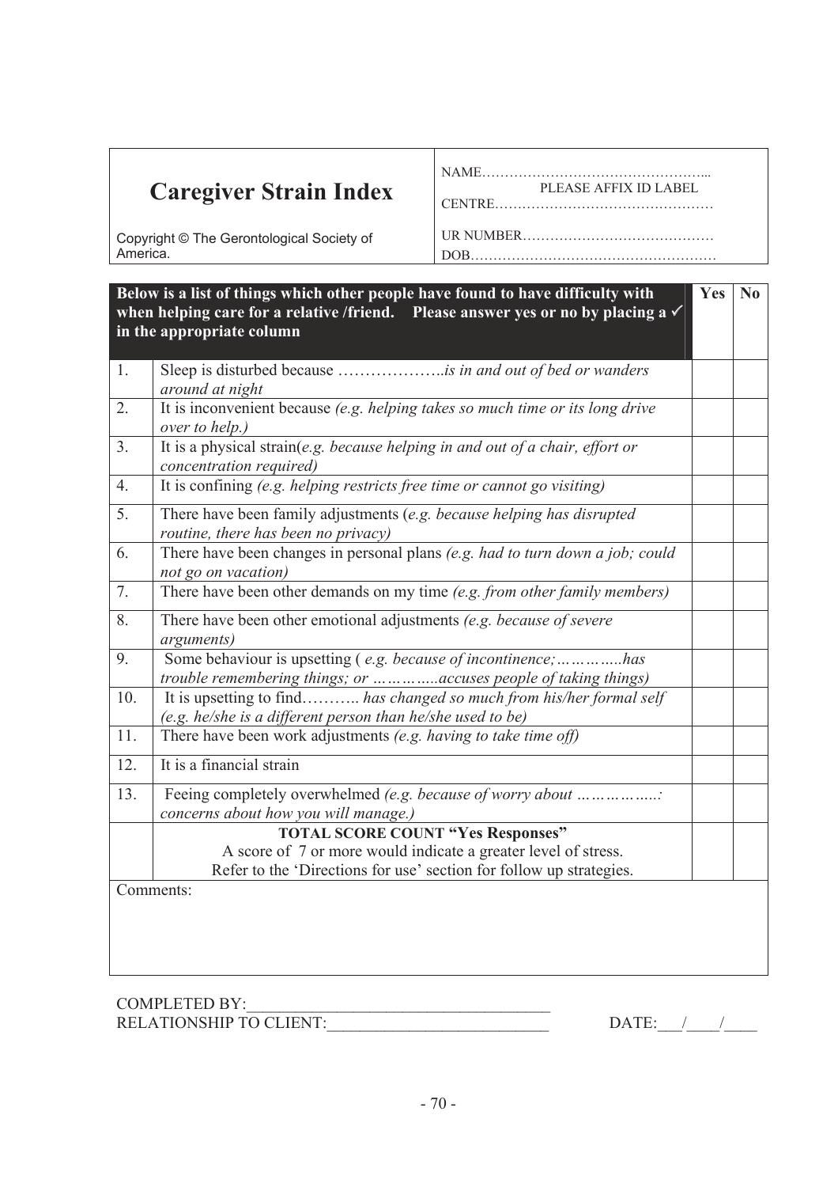# Caregiver Strain Index

Copyright © The Gerontological Society of America.

NAME…………………………………………...
PLEASE AFFIX ID LABEL
CENTRE…………………………………………
UR NUMBER……………………………………
DOB………………………………………………

| | **Below is a list of things which other people have found to have difficulty with when helping care for a relative /friend. Please answer yes or no by placing a ✓ in the appropriate column** | **Yes** | **No** |
|---|---|---|---|
| 1. | Sleep is disturbed because ………………..*is in and out of bed or wanders around at night* | | |
| 2. | It is inconvenient because *(e.g. helping takes so much time or its long drive over to help.)* | | |
| 3. | It is a physical strain(*e.g. because helping in and out of a chair, effort or concentration required)* | | |
| 4. | It is confining *(e.g. helping restricts free time or cannot go visiting)* | | |
| 5. | There have been family adjustments (*e.g. because helping has disrupted routine, there has been no privacy)* | | |
| 6. | There have been changes in personal plans *(e.g. had to turn down a job; could not go on vacation)* | | |
| 7. | There have been other demands on my time *(e.g. from other family members)* | | |
| 8. | There have been other emotional adjustments (*e.g. because of severe arguments)* | | |
| 9. | Some behaviour is upsetting ( *e.g. because of incontinence;…………..has trouble remembering things; or …………..accuses people of taking things)* | | |
| 10. | It is upsetting to find……….. *has changed so much from his/her formal self (e.g. he/she is a different person than he/she used to be)* | | |
| 11. | There have been work adjustments *(e.g. having to take time off)* | | |
| 12. | It is a financial strain | | |
| 13. | Feeing completely overwhelmed *(e.g. because of worry about ……………..: concerns about how you will manage.)* | | |
| | **TOTAL SCORE COUNT "Yes Responses"** A score of 7 or more would indicate a greater level of stress. Refer to the 'Directions for use' section for follow up strategies. | | |

Comments:

COMPLETED BY:_____________________________________

RELATIONSHIP TO CLIENT:___________________________ DATE:___/____/____